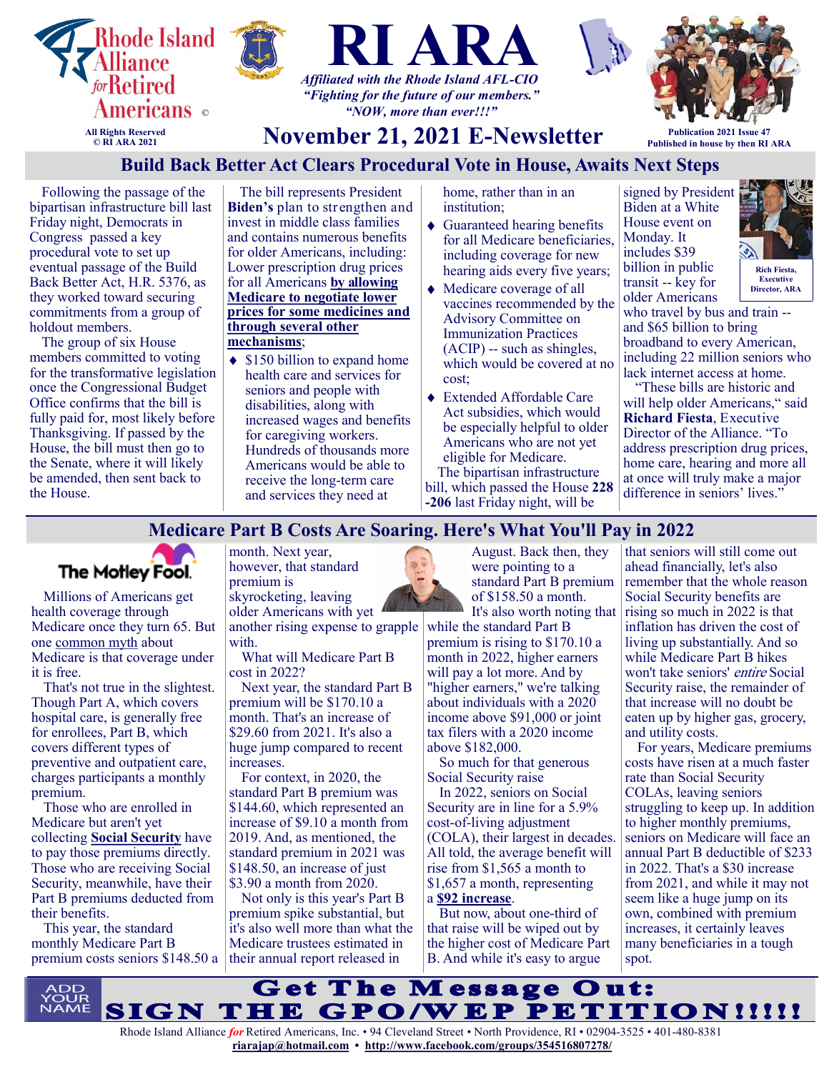Rhode Island Alliance *for* Retired Americans ©

All Rights Reserved
© RI ARA 2021

# RI ARA

*Affiliated with the Rhode Island AFL-CIO*
*"Fighting for the future of our members."*
*"NOW, more than ever!!!"*

## November 21, 2021 E-Newsletter

Publication 2021 Issue 47
Published in house by then RI ARA

## Build Back Better Act Clears Procedural Vote in House, Awaits Next Steps

Following the passage of the bipartisan infrastructure bill last Friday night, Democrats in Congress passed a key procedural vote to set up eventual passage of the Build Back Better Act, H.R. 5376, as they worked toward securing commitments from a group of holdout members.

The group of six House members committed to voting for the transformative legislation once the Congressional Budget Office confirms that the bill is fully paid for, most likely before Thanksgiving. If passed by the House, the bill must then go to the Senate, where it will likely be amended, then sent back to the House.

The bill represents President **Biden's** plan to strengthen and invest in middle class families and contains numerous benefits for older Americans, including: Lower prescription drug prices for all Americans **by allowing Medicare to negotiate lower prices for some medicines and through several other mechanisms**;

- $150 billion to expand home health care and services for seniors and people with disabilities, along with increased wages and benefits for caregiving workers. Hundreds of thousands more Americans would be able to receive the long-term care and services they need at home, rather than in an institution;
- Guaranteed hearing benefits for all Medicare beneficiaries, including coverage for new hearing aids every five years;
- Medicare coverage of all vaccines recommended by the Advisory Committee on Immunization Practices (ACIP) -- such as shingles, which would be covered at no cost;
- Extended Affordable Care Act subsidies, which would be especially helpful to older Americans who are not yet eligible for Medicare.

The bipartisan infrastructure bill, which passed the House **228-206** last Friday night, will be signed by President Biden at a White House event on Monday. It includes $39 billion in public transit -- key for older Americans who travel by bus and train -- and $65 billion to bring broadband to every American, including 22 million seniors who lack internet access at home.

Rich Fiesta, Executive Director, ARA

"These bills are historic and will help older Americans," said **Richard Fiesta**, Executive Director of the Alliance. "To address prescription drug prices, home care, hearing and more all at once will truly make a major difference in seniors' lives."

## Medicare Part B Costs Are Soaring. Here's What You'll Pay in 2022

The Motley Fool.

Millions of Americans get health coverage through Medicare once they turn 65. But one common myth about Medicare is that coverage under it is free.

That's not true in the slightest. Though Part A, which covers hospital care, is generally free for enrollees, Part B, which covers different types of preventive and outpatient care, charges participants a monthly premium.

Those who are enrolled in Medicare but aren't yet collecting **Social Security** have to pay those premiums directly. Those who are receiving Social Security, meanwhile, have their Part B premiums deducted from their benefits.

This year, the standard monthly Medicare Part B premium costs seniors $148.50 a month. Next year, however, that standard premium is skyrocketing, leaving older Americans with yet another rising expense to grapple with.

What will Medicare Part B cost in 2022?

Next year, the standard Part B premium will be $170.10 a month. That's an increase of $29.60 from 2021. It's also a huge jump compared to recent increases.

For context, in 2020, the standard Part B premium was $144.60, which represented an increase of $9.10 a month from 2019. And, as mentioned, the standard premium in 2021 was $148.50, an increase of just $3.90 a month from 2020.

Not only is this year's Part B premium spike substantial, but it's also well more than what the Medicare trustees estimated in their annual report released in August. Back then, they were pointing to a standard Part B premium of $158.50 a month.

It's also worth noting that while the standard Part B premium is rising to $170.10 a month in 2022, higher earners will pay a lot more. And by "higher earners," we're talking about individuals with a 2020 income above $91,000 or joint tax filers with a 2020 income above $182,000.

So much for that generous Social Security raise

In 2022, seniors on Social Security are in line for a 5.9% cost-of-living adjustment (COLA), their largest in decades. All told, the average benefit will rise from $1,565 a month to $1,657 a month, representing a **$92 increase**.

But now, about one-third of that raise will be wiped out by the higher cost of Medicare Part B. And while it's easy to argue that seniors will still come out ahead financially, let's also remember that the whole reason Social Security benefits are rising so much in 2022 is that inflation has driven the cost of living up substantially. And so while Medicare Part B hikes won't take seniors' *entire* Social Security raise, the remainder of that increase will no doubt be eaten up by higher gas, grocery, and utility costs.

For years, Medicare premiums costs have risen at a much faster rate than Social Security COLAs, leaving seniors struggling to keep up. In addition to higher monthly premiums, seniors on Medicare will face an annual Part B deductible of $233 in 2022. That's a $30 increase from 2021, and while it may not seem like a huge jump on its own, combined with premium increases, it certainly leaves many beneficiaries in a tough spot.

ADD YOUR NAME

**Get The Message Out:**
**SIGN THE GPO/WEP PETITION!!!!!**

Rhode Island Alliance *for* Retired Americans, Inc. • 94 Cleveland Street • North Providence, RI • 02904-3525 • 401-480-8381
**riarajap@hotmail.com • http://www.facebook.com/groups/354516807278/**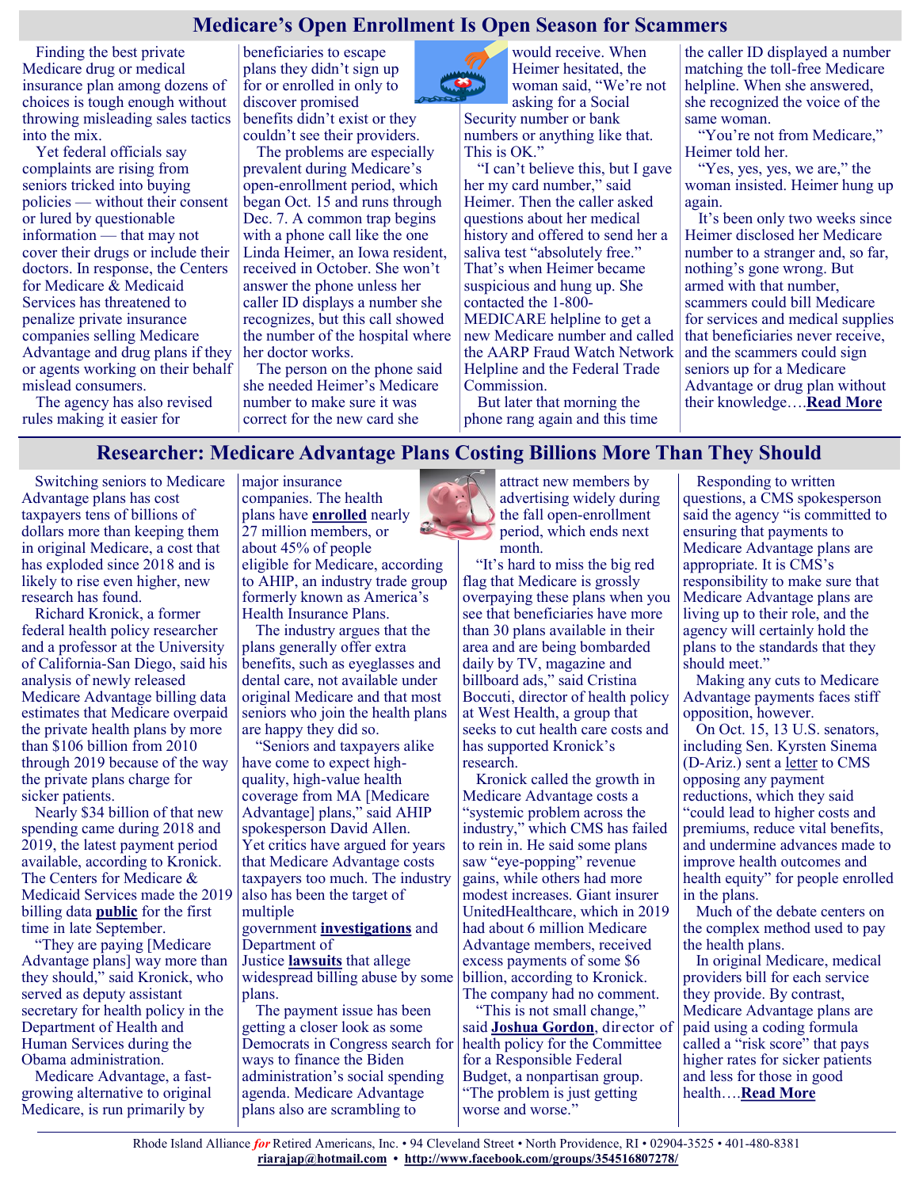# Medicare's Open Enrollment Is Open Season for Scammers

Finding the best private Medicare drug or medical insurance plan among dozens of choices is tough enough without throwing misleading sales tactics into the mix.

Yet federal officials say complaints are rising from seniors tricked into buying policies — without their consent or lured by questionable information — that may not cover their drugs or include their doctors. In response, the Centers for Medicare & Medicaid Services has threatened to penalize private insurance companies selling Medicare Advantage and drug plans if they or agents working on their behalf mislead consumers.

The agency has also revised rules making it easier for beneficiaries to escape plans they didn't sign up for or enrolled in only to discover promised benefits didn't exist or they couldn't see their providers.

The problems are especially prevalent during Medicare's open-enrollment period, which began Oct. 15 and runs through Dec. 7. A common trap begins with a phone call like the one Linda Heimer, an Iowa resident, received in October. She won't answer the phone unless her caller ID displays a number she recognizes, but this call showed the number of the hospital where her doctor works.

The person on the phone said she needed Heimer's Medicare number to make sure it was correct for the new card she would receive. When Heimer hesitated, the woman said, "We're not asking for a Social Security number or bank numbers or anything like that. This is OK."

"I can't believe this, but I gave her my card number," said Heimer. Then the caller asked questions about her medical history and offered to send her a saliva test "absolutely free." That's when Heimer became suspicious and hung up. She contacted the 1-800-MEDICARE helpline to get a new Medicare number and called the AARP Fraud Watch Network Helpline and the Federal Trade Commission.

But later that morning the phone rang again and this time the caller ID displayed a number matching the toll-free Medicare helpline. When she answered, she recognized the voice of the same woman.

"You're not from Medicare," Heimer told her.

"Yes, yes, yes, we are," the woman insisted. Heimer hung up again.

It's been only two weeks since Heimer disclosed her Medicare number to a stranger and, so far, nothing's gone wrong. But armed with that number, scammers could bill Medicare for services and medical supplies that beneficiaries never receive, and the scammers could sign seniors up for a Medicare Advantage or drug plan without their knowledge….**Read More**

# Researcher: Medicare Advantage Plans Costing Billions More Than They Should

Switching seniors to Medicare Advantage plans has cost taxpayers tens of billions of dollars more than keeping them in original Medicare, a cost that has exploded since 2018 and is likely to rise even higher, new research has found.

Richard Kronick, a former federal health policy researcher and a professor at the University of California-San Diego, said his analysis of newly released Medicare Advantage billing data estimates that Medicare overpaid the private health plans by more than $106 billion from 2010 through 2019 because of the way the private plans charge for sicker patients.

Nearly $34 billion of that new spending came during 2018 and 2019, the latest payment period available, according to Kronick. The Centers for Medicare & Medicaid Services made the 2019 billing data **public** for the first time in late September.

"They are paying [Medicare Advantage plans] way more than they should," said Kronick, who served as deputy assistant secretary for health policy in the Department of Health and Human Services during the Obama administration.

Medicare Advantage, a fast-growing alternative to original Medicare, is run primarily by major insurance companies. The health plans have **enrolled** nearly 27 million members, or about 45% of people eligible for Medicare, according to AHIP, an industry trade group formerly known as America's Health Insurance Plans.

The industry argues that the plans generally offer extra benefits, such as eyeglasses and dental care, not available under original Medicare and that most seniors who join the health plans are happy they did so.

"Seniors and taxpayers alike have come to expect high-quality, high-value health coverage from MA [Medicare Advantage] plans," said AHIP spokesperson David Allen. Yet critics have argued for years that Medicare Advantage costs taxpayers too much. The industry also has been the target of multiple government **investigations** and Department of Justice **lawsuits** that allege widespread billing abuse by some plans.

The payment issue has been getting a closer look as some Democrats in Congress search for ways to finance the Biden administration's social spending agenda. Medicare Advantage plans also are scrambling to attract new members by advertising widely during the fall open-enrollment period, which ends next month.

"It's hard to miss the big red flag that Medicare is grossly overpaying these plans when you see that beneficiaries have more than 30 plans available in their area and are being bombarded daily by TV, magazine and billboard ads," said Cristina Boccuti, director of health policy at West Health, a group that seeks to cut health care costs and has supported Kronick's research.

Kronick called the growth in Medicare Advantage costs a "systemic problem across the industry," which CMS has failed to rein in. He said some plans saw "eye-popping" revenue gains, while others had more modest increases. Giant insurer UnitedHealthcare, which in 2019 had about 6 million Medicare Advantage members, received excess payments of some $6 billion, according to Kronick. The company had no comment.

"This is not small change," said **Joshua Gordon**, director of health policy for the Committee for a Responsible Federal Budget, a nonpartisan group. "The problem is just getting worse and worse."

Responding to written questions, a CMS spokesperson said the agency "is committed to ensuring that payments to Medicare Advantage plans are appropriate. It is CMS's responsibility to make sure that Medicare Advantage plans are living up to their role, and the agency will certainly hold the plans to the standards that they should meet."

Making any cuts to Medicare Advantage payments faces stiff opposition, however.

On Oct. 15, 13 U.S. senators, including Sen. Kyrsten Sinema (D-Ariz.) sent a letter to CMS opposing any payment reductions, which they said "could lead to higher costs and premiums, reduce vital benefits, and undermine advances made to improve health outcomes and health equity" for people enrolled in the plans.

Much of the debate centers on the complex method used to pay the health plans.

In original Medicare, medical providers bill for each service they provide. By contrast, Medicare Advantage plans are paid using a coding formula called a "risk score" that pays higher rates for sicker patients and less for those in good health….**Read More**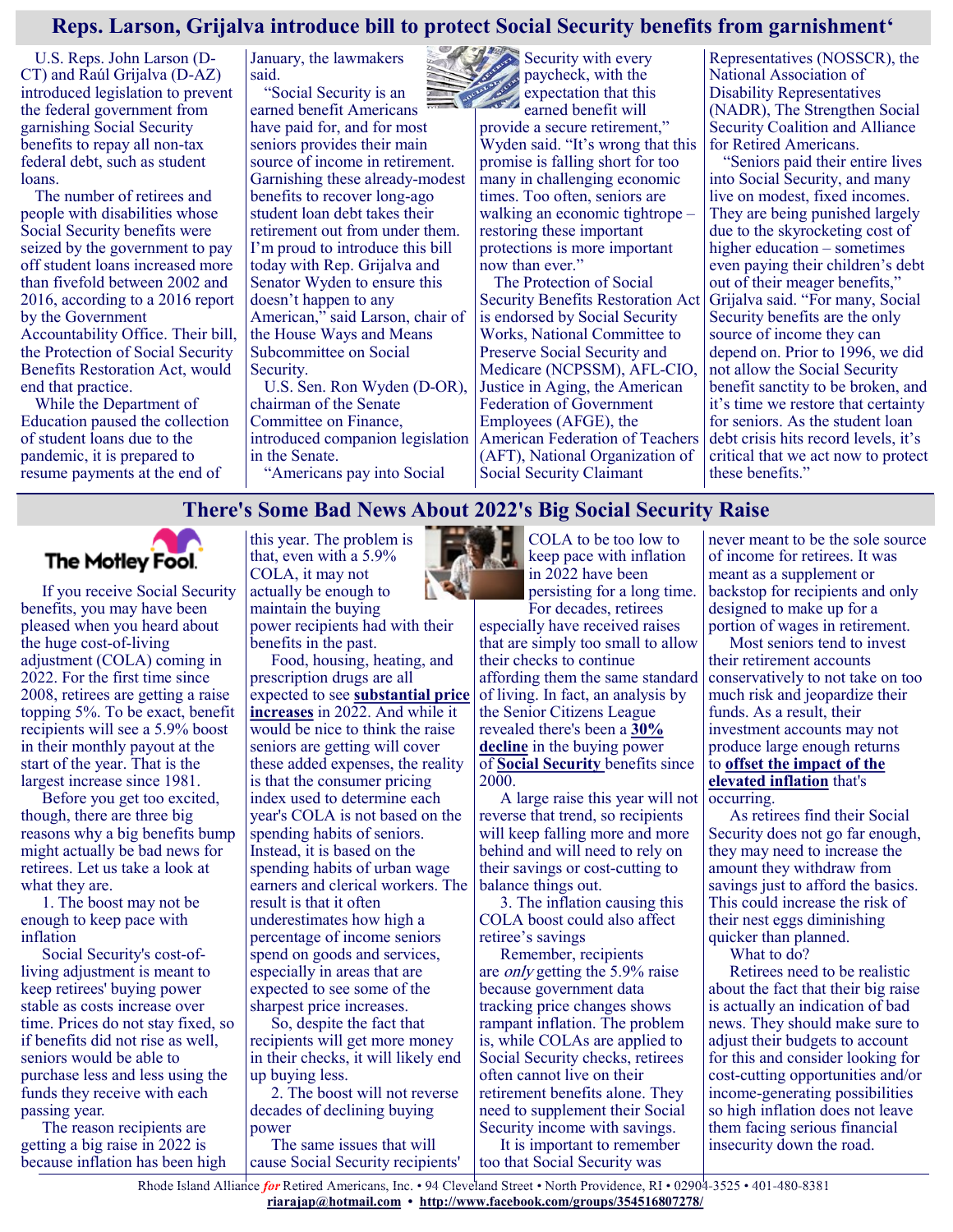## Reps. Larson, Grijalva introduce bill to protect Social Security benefits from garnishment‘

U.S. Reps. John Larson (D-CT) and Raúl Grijalva (D-AZ) introduced legislation to prevent the federal government from garnishing Social Security benefits to repay all non-tax federal debt, such as student loans.

The number of retirees and people with disabilities whose Social Security benefits were seized by the government to pay off student loans increased more than fivefold between 2002 and 2016, according to a 2016 report by the Government Accountability Office. Their bill, the Protection of Social Security Benefits Restoration Act, would end that practice.

While the Department of Education paused the collection of student loans due to the pandemic, it is prepared to resume payments at the end of January, the lawmakers said.

"Social Security is an earned benefit Americans have paid for, and for most seniors provides their main source of income in retirement. Garnishing these already-modest benefits to recover long-ago student loan debt takes their retirement out from under them. I'm proud to introduce this bill today with Rep. Grijalva and Senator Wyden to ensure this doesn't happen to any American," said Larson, chair of the House Ways and Means Subcommittee on Social Security.

U.S. Sen. Ron Wyden (D-OR), chairman of the Senate Committee on Finance, introduced companion legislation in the Senate.

"Americans pay into Social Security with every paycheck, with the expectation that this earned benefit will provide a secure retirement," Wyden said. "It's wrong that this promise is falling short for too many in challenging economic times. Too often, seniors are walking an economic tightrope – restoring these important protections is more important now than ever."

The Protection of Social Security Benefits Restoration Act is endorsed by Social Security Works, National Committee to Preserve Social Security and Medicare (NCPSSM), AFL-CIO, Justice in Aging, the American Federation of Government Employees (AFGE), the American Federation of Teachers (AFT), National Organization of Social Security Claimant Representatives (NOSSCR), the National Association of Disability Representatives (NADR), The Strengthen Social Security Coalition and Alliance for Retired Americans.

"Seniors paid their entire lives into Social Security, and many live on modest, fixed incomes. They are being punished largely due to the skyrocketing cost of higher education – sometimes even paying their children's debt out of their meager benefits," Grijalva said. "For many, Social Security benefits are the only source of income they can depend on. Prior to 1996, we did not allow the Social Security benefit sanctity to be broken, and it's time we restore that certainty for seniors. As the student loan debt crisis hits record levels, it's critical that we act now to protect these benefits."

## There's Some Bad News About 2022's Big Social Security Raise

The Motley Fool.

If you receive Social Security benefits, you may have been pleased when you heard about the huge cost-of-living adjustment (COLA) coming in 2022. For the first time since 2008, retirees are getting a raise topping 5%. To be exact, benefit recipients will see a 5.9% boost in their monthly payout at the start of the year. That is the largest increase since 1981.

Before you get too excited, though, there are three big reasons why a big benefits bump might actually be bad news for retirees. Let us take a look at what they are.

1. The boost may not be enough to keep pace with inflation

Social Security's cost-of-living adjustment is meant to keep retirees' buying power stable as costs increase over time. Prices do not stay fixed, so if benefits did not rise as well, seniors would be able to purchase less and less using the funds they receive with each passing year.

The reason recipients are getting a big raise in 2022 is because inflation has been high this year. The problem is that, even with a 5.9% COLA, it may not actually be enough to maintain the buying power recipients had with their benefits in the past.

Food, housing, heating, and prescription drugs are all expected to see **substantial price increases** in 2022. And while it would be nice to think the raise seniors are getting will cover these added expenses, the reality is that the consumer pricing index used to determine each year's COLA is not based on the spending habits of seniors. Instead, it is based on the spending habits of urban wage earners and clerical workers. The result is that it often underestimates how high a percentage of income seniors spend on goods and services, especially in areas that are expected to see some of the sharpest price increases.

So, despite the fact that recipients will get more money in their checks, it will likely end up buying less.

2. The boost will not reverse decades of declining buying power

The same issues that will cause Social Security recipients' COLA to be too low to keep pace with inflation in 2022 have been persisting for a long time. For decades, retirees especially have received raises that are simply too small to allow their checks to continue affording them the same standard of living. In fact, an analysis by the Senior Citizens League revealed there's been a **30% decline** in the buying power of **Social Security** benefits since 2000.

A large raise this year will not reverse that trend, so recipients will keep falling more and more behind and will need to rely on their savings or cost-cutting to balance things out.

3. The inflation causing this COLA boost could also affect retiree's savings

Remember, recipients are *only* getting the 5.9% raise because government data tracking price changes shows rampant inflation. The problem is, while COLAs are applied to Social Security checks, retirees often cannot live on their retirement benefits alone. They need to supplement their Social Security income with savings.

It is important to remember too that Social Security was never meant to be the sole source of income for retirees. It was meant as a supplement or backstop for recipients and only designed to make up for a portion of wages in retirement.

Most seniors tend to invest their retirement accounts conservatively to not take on too much risk and jeopardize their funds. As a result, their investment accounts may not produce large enough returns to **offset the impact of the elevated inflation** that's occurring.

As retirees find their Social Security does not go far enough, they may need to increase the amount they withdraw from savings just to afford the basics. This could increase the risk of their nest eggs diminishing quicker than planned.

What to do?

Retirees need to be realistic about the fact that their big raise is actually an indication of bad news. They should make sure to adjust their budgets to account for this and consider looking for cost-cutting opportunities and/or income-generating possibilities so high inflation does not leave them facing serious financial insecurity down the road.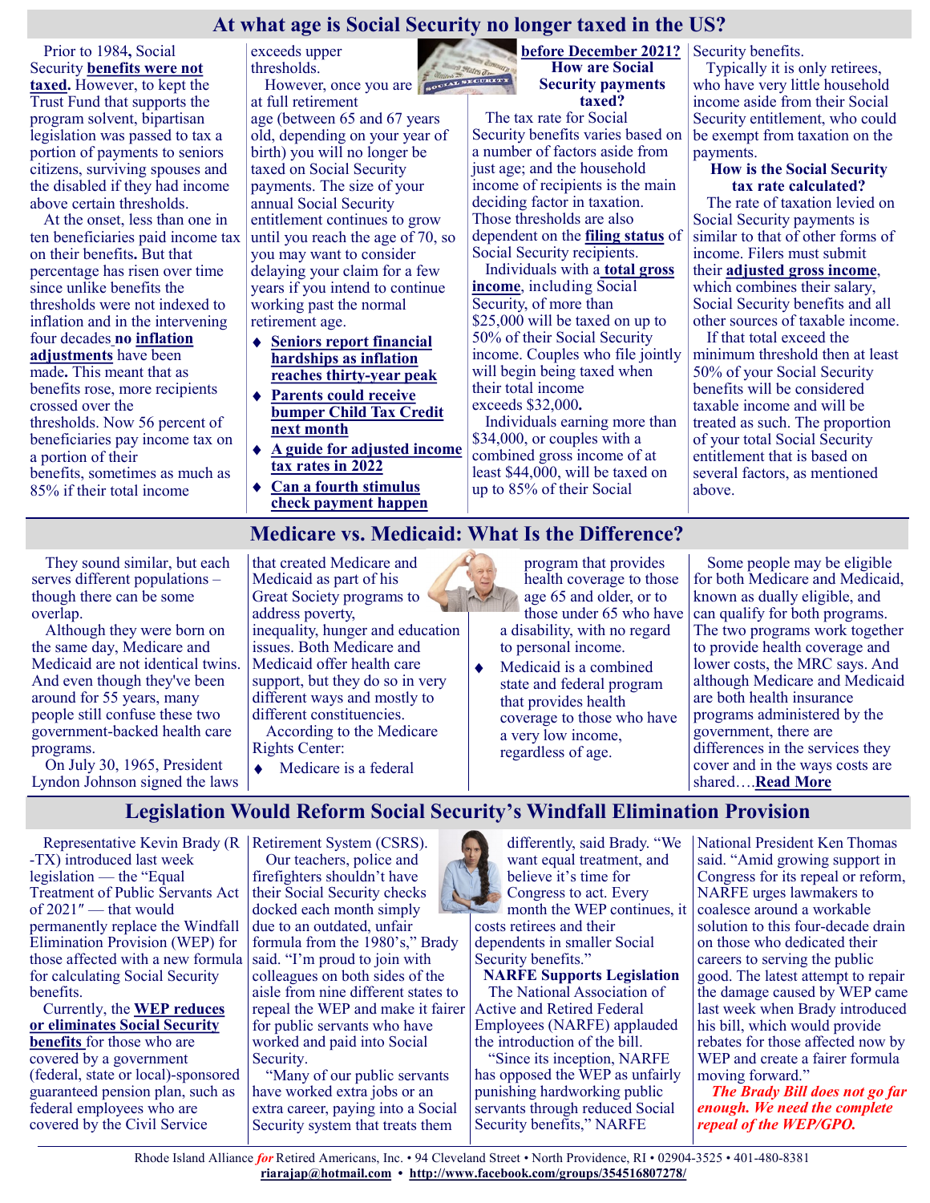## At what age is Social Security no longer taxed in the US?

Prior to 1984**,** Social Security **benefits were not taxed.** However, to kept the Trust Fund that supports the program solvent, bipartisan legislation was passed to tax a portion of payments to seniors citizens, surviving spouses and the disabled if they had income above certain thresholds.

At the onset, less than one in ten beneficiaries paid income tax on their benefits**.** But that percentage has risen over time since unlike benefits the thresholds were not indexed to inflation and in the intervening four decades **no inflation adjustments** have been made**.** This meant that as benefits rose, more recipients crossed over the thresholds. Now 56 percent of beneficiaries pay income tax on a portion of their benefits, sometimes as much as 85% if their total income exceeds upper thresholds.

However, once you are at full retirement age (between 65 and 67 years old, depending on your year of birth) you will no longer be taxed on Social Security payments. The size of your annual Social Security entitlement continues to grow until you reach the age of 70, so you may want to consider delaying your claim for a few years if you intend to continue working past the normal retirement age.

- **Seniors report financial hardships as inflation reaches thirty-year peak**
- **Parents could receive bumper Child Tax Credit next month**
- **A guide for adjusted income tax rates in 2022**
- **Can a fourth stimulus check payment happen before December 2021?**

### How are Social Security payments taxed?

The tax rate for Social Security benefits varies based on a number of factors aside from just age; and the household income of recipients is the main deciding factor in taxation. Those thresholds are also dependent on the **filing status** of Social Security recipients.

Individuals with a **total gross income**, including Social Security, of more than $25,000 will be taxed on up to 50% of their Social Security income. Couples who file jointly will begin being taxed when their total income exceeds $32,000**.**

Individuals earning more than $34,000, or couples with a combined gross income of at least $44,000, will be taxed on up to 85% of their Social Security benefits.

Typically it is only retirees, who have very little household income aside from their Social Security entitlement, who could be exempt from taxation on the payments.

### How is the Social Security tax rate calculated?

The rate of taxation levied on Social Security payments is similar to that of other forms of income. Filers must submit their **adjusted gross income**, which combines their salary, Social Security benefits and all other sources of taxable income.

If that total exceed the minimum threshold then at least 50% of your Social Security benefits will be considered taxable income and will be treated as such. The proportion of your total Social Security entitlement that is based on several factors, as mentioned above.

## Medicare vs. Medicaid: What Is the Difference?

They sound similar, but each serves different populations – though there can be some overlap.

Although they were born on the same day, Medicare and Medicaid are not identical twins. And even though they've been around for 55 years, many people still confuse these two government-backed health care programs.

On July 30, 1965, President Lyndon Johnson signed the laws that created Medicare and Medicaid as part of his Great Society programs to address poverty, inequality, hunger and education issues. Both Medicare and Medicaid offer health care support, but they do so in very different ways and mostly to different constituencies.

According to the Medicare Rights Center:

- Medicare is a federal program that provides health coverage to those age 65 and older, or to those under 65 who have a disability, with no regard to personal income.
- Medicaid is a combined state and federal program that provides health coverage to those who have a very low income, regardless of age.

Some people may be eligible for both Medicare and Medicaid, known as dually eligible, and can qualify for both programs. The two programs work together to provide health coverage and lower costs, the MRC says. And although Medicare and Medicaid are both health insurance programs administered by the government, there are differences in the services they cover and in the ways costs are shared….**Read More**

## Legislation Would Reform Social Security's Windfall Elimination Provision

Representative Kevin Brady (R-TX) introduced last week legislation — the "Equal Treatment of Public Servants Act of 2021" — that would permanently replace the Windfall Elimination Provision (WEP) for those affected with a new formula for calculating Social Security benefits.

Currently, the **WEP reduces or eliminates Social Security benefits** for those who are covered by a government (federal, state or local)-sponsored guaranteed pension plan, such as federal employees who are covered by the Civil Service Retirement System (CSRS).

Our teachers, police and firefighters shouldn't have their Social Security checks docked each month simply due to an outdated, unfair formula from the 1980's," Brady said. "I'm proud to join with colleagues on both sides of the aisle from nine different states to repeal the WEP and make it fairer for public servants who have worked and paid into Social Security.

"Many of our public servants have worked extra jobs or an extra career, paying into a Social Security system that treats them differently, said Brady. "We want equal treatment, and believe it's time for Congress to act. Every month the WEP continues, it costs retirees and their dependents in smaller Social Security benefits."

**NARFE Supports Legislation**

The National Association of Active and Retired Federal Employees (NARFE) applauded the introduction of the bill.

"Since its inception, NARFE has opposed the WEP as unfairly punishing hardworking public servants through reduced Social Security benefits," NARFE National President Ken Thomas said. "Amid growing support in Congress for its repeal or reform, NARFE urges lawmakers to coalesce around a workable solution to this four-decade drain on those who dedicated their careers to serving the public good. The latest attempt to repair the damage caused by WEP came last week when Brady introduced his bill, which would provide rebates for those affected now by WEP and create a fairer formula moving forward."

***The Brady Bill does not go far enough. We need the complete repeal of the WEP/GPO.***

Rhode Island Alliance *for* Retired Americans, Inc. • 94 Cleveland Street • North Providence, RI • 02904-3525 • 401-480-8381
**riarajap@hotmail.com** • **http://www.facebook.com/groups/354516807278/**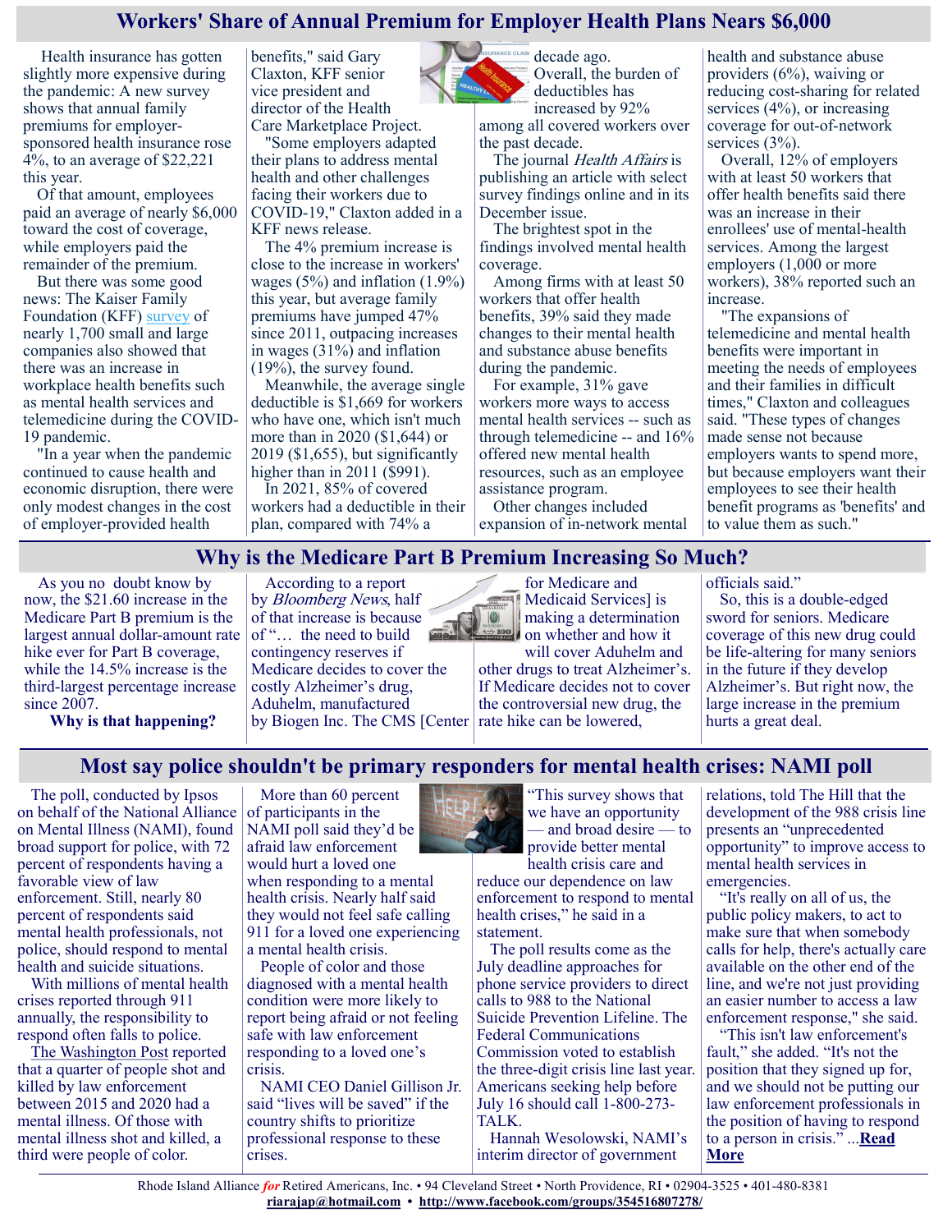## Workers' Share of Annual Premium for Employer Health Plans Nears $6,000

Health insurance has gotten slightly more expensive during the pandemic: A new survey shows that annual family premiums for employer-sponsored health insurance rose 4%, to an average of $22,221 this year.

Of that amount, employees paid an average of nearly $6,000 toward the cost of coverage, while employers paid the remainder of the premium.

But there was some good news: The Kaiser Family Foundation (KFF) survey of nearly 1,700 small and large companies also showed that there was an increase in workplace health benefits such as mental health services and telemedicine during the COVID-19 pandemic.

"In a year when the pandemic continued to cause health and economic disruption, there were only modest changes in the cost of employer-provided health benefits," said Gary Claxton, KFF senior vice president and director of the Health Care Marketplace Project.

"Some employers adapted their plans to address mental health and other challenges facing their workers due to COVID-19," Claxton added in a KFF news release.

The 4% premium increase is close to the increase in workers' wages (5%) and inflation (1.9%) this year, but average family premiums have jumped 47% since 2011, outpacing increases in wages (31%) and inflation (19%), the survey found.

Meanwhile, the average single deductible is $1,669 for workers who have one, which isn't much more than in 2020 ($1,644) or 2019 ($1,655), but significantly higher than in 2011 ($991).

In 2021, 85% of covered workers had a deductible in their plan, compared with 74% a decade ago. Overall, the burden of deductibles has increased by 92% among all covered workers over the past decade.

The journal *Health Affairs* is publishing an article with select survey findings online and in its December issue.

The brightest spot in the findings involved mental health coverage.

Among firms with at least 50 workers that offer health benefits, 39% said they made changes to their mental health and substance abuse benefits during the pandemic.

For example, 31% gave workers more ways to access mental health services -- such as through telemedicine -- and 16% offered new mental health resources, such as an employee assistance program.

Other changes included expansion of in-network mental health and substance abuse providers (6%), waiving or reducing cost-sharing for related services (4%), or increasing coverage for out-of-network services (3%).

Overall, 12% of employers with at least 50 workers that offer health benefits said there was an increase in their enrollees' use of mental-health services. Among the largest employers (1,000 or more workers), 38% reported such an increase.

"The expansions of telemedicine and mental health benefits were important in meeting the needs of employees and their families in difficult times," Claxton and colleagues said. "These types of changes made sense not because employers wants to spend more, but because employers want their employees to see their health benefit programs as 'benefits' and to value them as such."

## Why is the Medicare Part B Premium Increasing So Much?

As you no doubt know by now, the $21.60 increase in the Medicare Part B premium is the largest annual dollar-amount rate hike ever for Part B coverage, while the 14.5% increase is the third-largest percentage increase since 2007.

**Why is that happening?**

According to a report by *Bloomberg News*, half of that increase is because of "… the need to build contingency reserves if Medicare decides to cover the costly Alzheimer's drug, Aduhelm, manufactured by Biogen Inc. The CMS [Center for Medicare and Medicaid Services] is making a determination on whether and how it will cover Aduhelm and other drugs to treat Alzheimer's. If Medicare decides not to cover the controversial new drug, the rate hike can be lowered, officials said."

So, this is a double-edged sword for seniors. Medicare coverage of this new drug could be life-altering for many seniors in the future if they develop Alzheimer's. But right now, the large increase in the premium hurts a great deal.

## Most say police shouldn't be primary responders for mental health crises: NAMI poll

The poll, conducted by Ipsos on behalf of the National Alliance on Mental Illness (NAMI), found broad support for police, with 72 percent of respondents having a favorable view of law enforcement. Still, nearly 80 percent of respondents said mental health professionals, not police, should respond to mental health and suicide situations.

With millions of mental health crises reported through 911 annually, the responsibility to respond often falls to police.

The Washington Post reported that a quarter of people shot and killed by law enforcement between 2015 and 2020 had a mental illness. Of those with mental illness shot and killed, a third were people of color.

More than 60 percent of participants in the NAMI poll said they'd be afraid law enforcement would hurt a loved one when responding to a mental health crisis. Nearly half said they would not feel safe calling 911 for a loved one experiencing a mental health crisis.

People of color and those diagnosed with a mental health condition were more likely to report being afraid or not feeling safe with law enforcement responding to a loved one's crisis.

NAMI CEO Daniel Gillison Jr. said "lives will be saved" if the country shifts to prioritize professional response to these crises.

"This survey shows that we have an opportunity — and broad desire — to provide better mental health crisis care and reduce our dependence on law enforcement to respond to mental health crises," he said in a statement.

The poll results come as the July deadline approaches for phone service providers to direct calls to 988 to the National Suicide Prevention Lifeline. The Federal Communications Commission voted to establish the three-digit crisis line last year. Americans seeking help before July 16 should call 1-800-273-TALK.

Hannah Wesolowski, NAMI's interim director of government relations, told The Hill that the development of the 988 crisis line presents an "unprecedented opportunity" to improve access to mental health services in emergencies.

"It's really on all of us, the public policy makers, to act to make sure that when somebody calls for help, there's actually care available on the other end of the line, and we're not just providing an easier number to access a law enforcement response," she said.

"This isn't law enforcement's fault," she added. "It's not the position that they signed up for, and we should not be putting our law enforcement professionals in the position of having to respond to a person in crisis." ...**Read More**

Rhode Island Alliance *for* Retired Americans, Inc. • 94 Cleveland Street • North Providence, RI • 02904-3525 • 401-480-8381
**riarajap@hotmail.com** • **http://www.facebook.com/groups/354516807278/**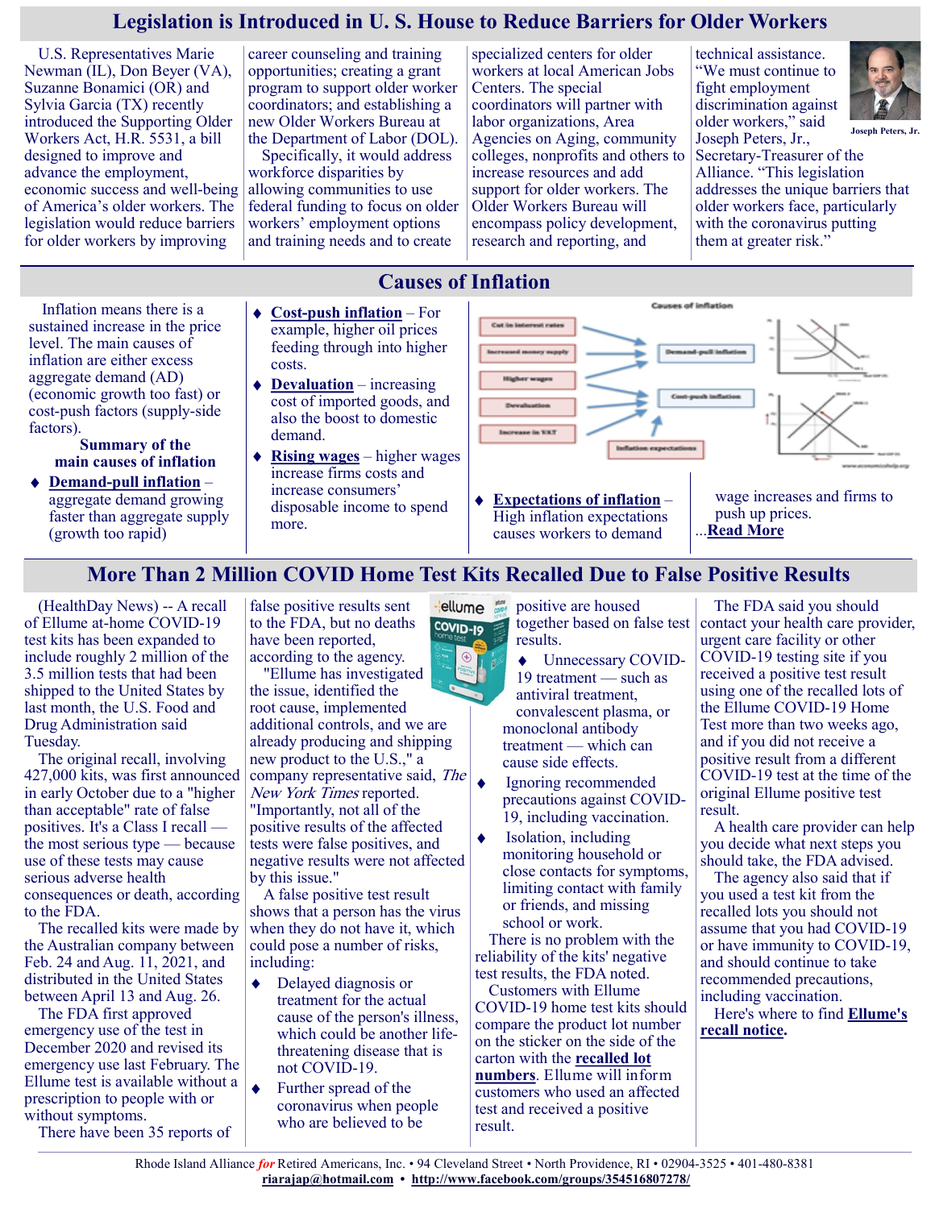## Legislation is Introduced in U. S. House to Reduce Barriers for Older Workers

U.S. Representatives Marie Newman (IL), Don Beyer (VA), Suzanne Bonamici (OR) and Sylvia Garcia (TX) recently introduced the Supporting Older Workers Act, H.R. 5531, a bill designed to improve and advance the employment, economic success and well-being of America's older workers. The legislation would reduce barriers for older workers by improving career counseling and training opportunities; creating a grant program to support older worker coordinators; and establishing a new Older Workers Bureau at the Department of Labor (DOL).

Specifically, it would address workforce disparities by allowing communities to use federal funding to focus on older workers' employment options and training needs and to create specialized centers for older workers at local American Jobs Centers. The special coordinators will partner with labor organizations, Area Agencies on Aging, community colleges, nonprofits and others to increase resources and add support for older workers. The Older Workers Bureau will encompass policy development, research and reporting, and technical assistance.

"We must continue to fight employment discrimination against older workers," said Joseph Peters, Jr., Secretary-Treasurer of the Alliance. "This legislation addresses the unique barriers that older workers face, particularly with the coronavirus putting them at greater risk."

Joseph Peters, Jr.

## Causes of Inflation

Inflation means there is a sustained increase in the price level. The main causes of inflation are either excess aggregate demand (AD) (economic growth too fast) or cost-push factors (supply-side factors).

**Summary of the main causes of inflation**

- **Demand-pull inflation** – aggregate demand growing faster than aggregate supply (growth too rapid)
- **Cost-push inflation** – For example, higher oil prices feeding through into higher costs.
- **Devaluation** – increasing cost of imported goods, and also the boost to domestic demand.
- **Rising wages** – higher wages increase firms costs and increase consumers' disposable income to spend more.
- **Expectations of inflation** – High inflation expectations causes workers to demand wage increases and firms to push up prices.

...**Read More**

## More Than 2 Million COVID Home Test Kits Recalled Due to False Positive Results

(HealthDay News) -- A recall of Ellume at-home COVID-19 test kits has been expanded to include roughly 2 million of the 3.5 million tests that had been shipped to the United States by last month, the U.S. Food and Drug Administration said Tuesday.

The original recall, involving 427,000 kits, was first announced in early October due to a "higher than acceptable" rate of false positives. It's a Class I recall — the most serious type — because use of these tests may cause serious adverse health consequences or death, according to the FDA.

The recalled kits were made by the Australian company between Feb. 24 and Aug. 11, 2021, and distributed in the United States between April 13 and Aug. 26.

The FDA first approved emergency use of the test in December 2020 and revised its emergency use last February. The Ellume test is available without a prescription to people with or without symptoms.

There have been 35 reports of false positive results sent to the FDA, but no deaths have been reported, according to the agency.

"Ellume has investigated the issue, identified the root cause, implemented additional controls, and we are already producing and shipping new product to the U.S.," a company representative said, *The New York Times* reported. "Importantly, not all of the positive results of the affected tests were false positives, and negative results were not affected by this issue."

A false positive test result shows that a person has the virus when they do not have it, which could pose a number of risks, including:

- Delayed diagnosis or treatment for the actual cause of the person's illness, which could be another life-threatening disease that is not COVID-19.
- Further spread of the coronavirus when people who are believed to be positive are housed together based on false test results.
- Unnecessary COVID-19 treatment — such as antiviral treatment, convalescent plasma, or monoclonal antibody treatment — which can cause side effects.
- Ignoring recommended precautions against COVID-19, including vaccination.
- Isolation, including monitoring household or close contacts for symptoms, limiting contact with family or friends, and missing school or work.

There is no problem with the reliability of the kits' negative test results, the FDA noted.

Customers with Ellume COVID-19 home test kits should compare the product lot number on the sticker on the side of the carton with the **recalled lot numbers**. Ellume will inform customers who used an affected test and received a positive result.

The FDA said you should contact your health care provider, urgent care facility or other COVID-19 testing site if you received a positive test result using one of the recalled lots of the Ellume COVID-19 Home Test more than two weeks ago, and if you did not receive a positive result from a different COVID-19 test at the time of the original Ellume positive test result.

A health care provider can help you decide what next steps you should take, the FDA advised.

The agency also said that if you used a test kit from the recalled lots you should not assume that you had COVID-19 or have immunity to COVID-19, and should continue to take recommended precautions, including vaccination.

Here's where to find **Ellume's recall notice.**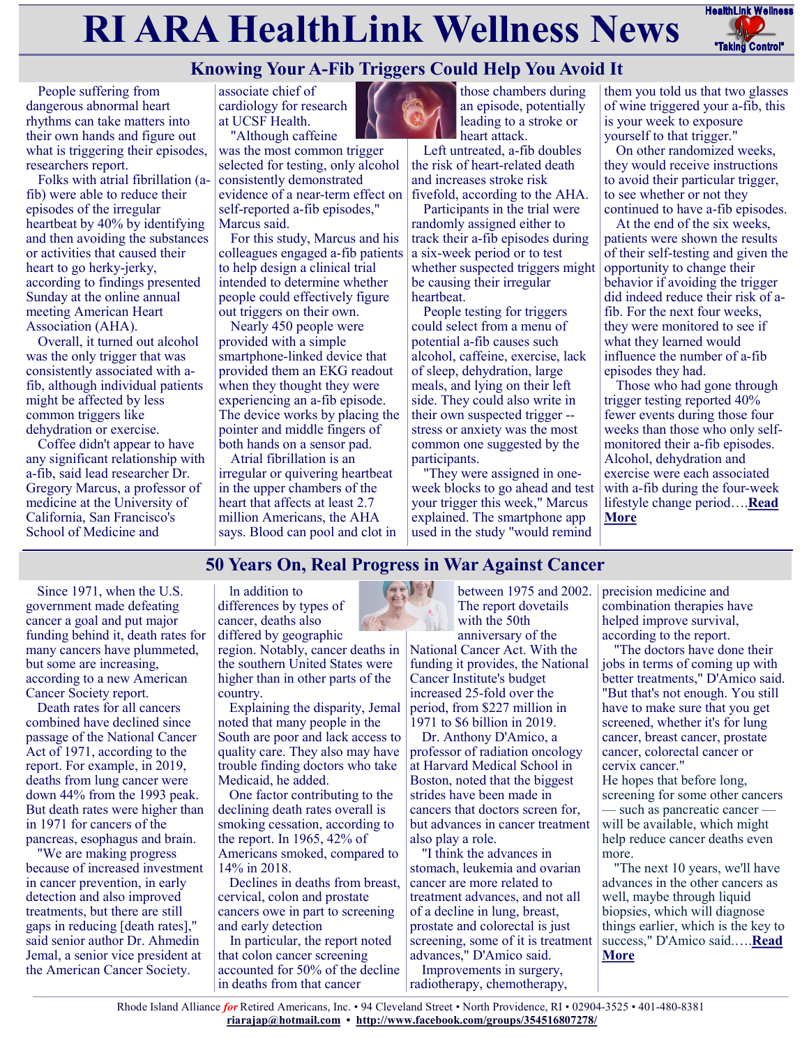# RI ARA HealthLink Wellness News

## Knowing Your A-Fib Triggers Could Help You Avoid It

People suffering from dangerous abnormal heart rhythms can take matters into their own hands and figure out what is triggering their episodes, researchers report.

Folks with atrial fibrillation (a-fib) were able to reduce their episodes of the irregular heartbeat by 40% by identifying and then avoiding the substances or activities that caused their heart to go herky-jerky, according to findings presented Sunday at the online annual meeting American Heart Association (AHA).

Overall, it turned out alcohol was the only trigger that was consistently associated with a-fib, although individual patients might be affected by less common triggers like dehydration or exercise.

Coffee didn't appear to have any significant relationship with a-fib, said lead researcher Dr. Gregory Marcus, a professor of medicine at the University of California, San Francisco's School of Medicine and associate chief of cardiology for research at UCSF Health.

"Although caffeine was the most common trigger selected for testing, only alcohol consistently demonstrated evidence of a near-term effect on self-reported a-fib episodes," Marcus said.

For this study, Marcus and his colleagues engaged a-fib patients to help design a clinical trial intended to determine whether people could effectively figure out triggers on their own.

Nearly 450 people were provided with a simple smartphone-linked device that provided them an EKG readout when they thought they were experiencing an a-fib episode. The device works by placing the pointer and middle fingers of both hands on a sensor pad.

Atrial fibrillation is an irregular or quivering heartbeat in the upper chambers of the heart that affects at least 2.7 million Americans, the AHA says. Blood can pool and clot in those chambers during an episode, potentially leading to a stroke or heart attack.

Left untreated, a-fib doubles the risk of heart-related death and increases stroke risk fivefold, according to the AHA.

Participants in the trial were randomly assigned either to track their a-fib episodes during a six-week period or to test whether suspected triggers might be causing their irregular heartbeat.

People testing for triggers could select from a menu of potential a-fib causes such alcohol, caffeine, exercise, lack of sleep, dehydration, large meals, and lying on their left side. They could also write in their own suspected trigger -- stress or anxiety was the most common one suggested by the participants.

"They were assigned in one-week blocks to go ahead and test your trigger this week," Marcus explained. The smartphone app used in the study "would remind them you told us that two glasses of wine triggered your a-fib, this is your week to exposure yourself to that trigger."

On other randomized weeks, they would receive instructions to avoid their particular trigger, to see whether or not they continued to have a-fib episodes.

At the end of the six weeks, patients were shown the results of their self-testing and given the opportunity to change their behavior if avoiding the trigger did indeed reduce their risk of a-fib. For the next four weeks, they were monitored to see if what they learned would influence the number of a-fib episodes they had.

Those who had gone through trigger testing reported 40% fewer events during those four weeks than those who only self-monitored their a-fib episodes. Alcohol, dehydration and exercise were each associated with a-fib during the four-week lifestyle change period….**Read More**

## 50 Years On, Real Progress in War Against Cancer

Since 1971, when the U.S. government made defeating cancer a goal and put major funding behind it, death rates for many cancers have plummeted, but some are increasing, according to a new American Cancer Society report.

Death rates for all cancers combined have declined since passage of the National Cancer Act of 1971, according to the report. For example, in 2019, deaths from lung cancer were down 44% from the 1993 peak. But death rates were higher than in 1971 for cancers of the pancreas, esophagus and brain.

"We are making progress because of increased investment in cancer prevention, in early detection and also improved treatments, but there are still gaps in reducing [death rates]," said senior author Dr. Ahmedin Jemal, a senior vice president at the American Cancer Society.

In addition to differences by types of cancer, deaths also differed by geographic region. Notably, cancer deaths in the southern United States were higher than in other parts of the country.

Explaining the disparity, Jemal noted that many people in the South are poor and lack access to quality care. They also may have trouble finding doctors who take Medicaid, he added.

One factor contributing to the declining death rates overall is smoking cessation, according to the report. In 1965, 42% of Americans smoked, compared to 14% in 2018.

Declines in deaths from breast, cervical, colon and prostate cancers owe in part to screening and early detection

In particular, the report noted that colon cancer screening accounted for 50% of the decline in deaths from that cancer between 1975 and 2002. The report dovetails with the 50th anniversary of the National Cancer Act. With the funding it provides, the National Cancer Institute's budget increased 25-fold over the period, from $227 million in 1971 to $6 billion in 2019.

Dr. Anthony D'Amico, a professor of radiation oncology at Harvard Medical School in Boston, noted that the biggest strides have been made in cancers that doctors screen for, but advances in cancer treatment also play a role.

"I think the advances in stomach, leukemia and ovarian cancer are more related to treatment advances, and not all of a decline in lung, breast, prostate and colorectal is just screening, some of it is treatment advances," D'Amico said.

Improvements in surgery, radiotherapy, chemotherapy, precision medicine and combination therapies have helped improve survival, according to the report.

"The doctors have done their jobs in terms of coming up with better treatments," D'Amico said. "But that's not enough. You still have to make sure that you get screened, whether it's for lung cancer, breast cancer, prostate cancer, colorectal cancer or cervix cancer."

He hopes that before long, screening for some other cancers — such as pancreatic cancer — will be available, which might help reduce cancer deaths even more.

"The next 10 years, we'll have advances in the other cancers as well, maybe through liquid biopsies, which will diagnose things earlier, which is the key to success," D'Amico said.….**Read More**

Rhode Island Alliance *for* Retired Americans, Inc. • 94 Cleveland Street • North Providence, RI • 02904-3525 • 401-480-8381
**riarajap@hotmail.com** • **http://www.facebook.com/groups/354516807278/**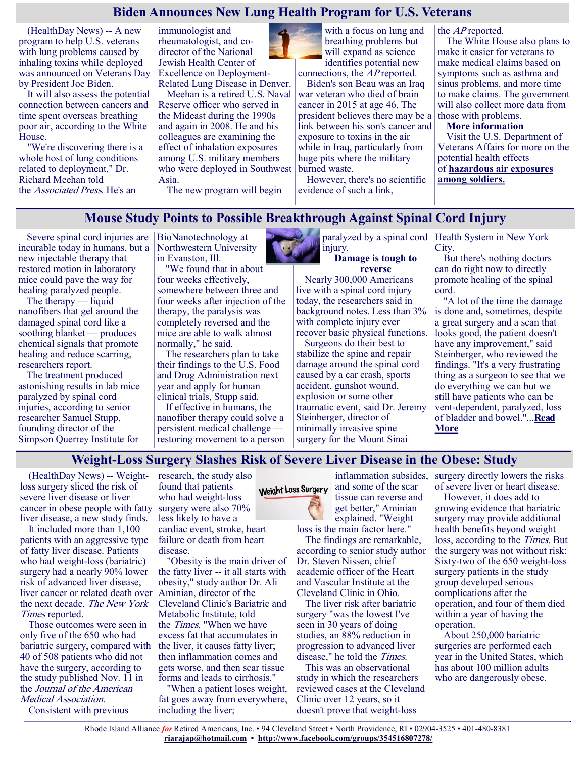## Biden Announces New Lung Health Program for U.S. Veterans

(HealthDay News) -- A new program to help U.S. veterans with lung problems caused by inhaling toxins while deployed was announced on Veterans Day by President Joe Biden.

It will also assess the potential connection between cancers and time spent overseas breathing poor air, according to the White House.

"We're discovering there is a whole host of lung conditions related to deployment," Dr. Richard Meehan told the *Associated Press*. He's an immunologist and rheumatologist, and co-director of the National Jewish Health Center of Excellence on Deployment-Related Lung Disease in Denver.

Meehan is a retired U.S. Naval Reserve officer who served in the Mideast during the 1990s and again in 2008. He and his colleagues are examining the effect of inhalation exposures among U.S. military members who were deployed in Southwest Asia.

The new program will begin with a focus on lung and breathing problems but will expand as science identifies potential new connections, the *AP* reported.

Biden's son Beau was an Iraq war veteran who died of brain cancer in 2015 at age 46. The president believes there may be a link between his son's cancer and exposure to toxins in the air while in Iraq, particularly from huge pits where the military burned waste.

However, there's no scientific evidence of such a link, the *AP* reported.

The White House also plans to make it easier for veterans to make medical claims based on symptoms such as asthma and sinus problems, and more time to make claims. The government will also collect more data from those with problems.

**More information**

Visit the U.S. Department of Veterans Affairs for more on the potential health effects of **hazardous air exposures among soldiers.**

## Mouse Study Points to Possible Breakthrough Against Spinal Cord Injury

Severe spinal cord injuries are incurable today in humans, but a new injectable therapy that restored motion in laboratory mice could pave the way for healing paralyzed people.

The therapy — liquid nanofibers that gel around the damaged spinal cord like a soothing blanket — produces chemical signals that promote healing and reduce scarring, researchers report.

The treatment produced astonishing results in lab mice paralyzed by spinal cord injuries, according to senior researcher Samuel Stupp, founding director of the Simpson Querrey Institute for BioNanotechnology at Northwestern University in Evanston, Ill.

"We found that in about four weeks effectively, somewhere between three and four weeks after injection of the therapy, the paralysis was completely reversed and the mice are able to walk almost normally," he said.

The researchers plan to take their findings to the U.S. Food and Drug Administration next year and apply for human clinical trials, Stupp said.

If effective in humans, the nanofiber therapy could solve a persistent medical challenge — restoring movement to a person paralyzed by a spinal cord injury.

**Damage is tough to reverse**

Nearly 300,000 Americans live with a spinal cord injury today, the researchers said in background notes. Less than 3% with complete injury ever recover basic physical functions.

Surgeons do their best to stabilize the spine and repair damage around the spinal cord caused by a car crash, sports accident, gunshot wound, explosion or some other traumatic event, said Dr. Jeremy Steinberger, director of minimally invasive spine surgery for the Mount Sinai Health System in New York City.

But there's nothing doctors can do right now to directly promote healing of the spinal cord.

"A lot of the time the damage is done and, sometimes, despite a great surgery and a scan that looks good, the patient doesn't have any improvement," said Steinberger, who reviewed the findings. "It's a very frustrating thing as a surgeon to see that we do everything we can but we still have patients who can be vent-dependent, paralyzed, loss of bladder and bowel."...**Read More**

## Weight-Loss Surgery Slashes Risk of Severe Liver Disease in the Obese: Study

(HealthDay News) -- Weight-loss surgery sliced the risk of severe liver disease or liver cancer in obese people with fatty liver disease, a new study finds.

It included more than 1,100 patients with an aggressive type of fatty liver disease. Patients who had weight-loss (bariatric) surgery had a nearly 90% lower risk of advanced liver disease, liver cancer or related death over the next decade, *The New York Times* reported.

Those outcomes were seen in only five of the 650 who had bariatric surgery, compared with 40 of 508 patients who did not have the surgery, according to the study published Nov. 11 in the *Journal of the American Medical Association.*

Consistent with previous research, the study also found that patients who had weight-loss surgery were also 70% less likely to have a cardiac event, stroke, heart failure or death from heart disease.

"Obesity is the main driver of the fatty liver -- it all starts with obesity," study author Dr. Ali Aminian, director of the Cleveland Clinic's Bariatric and Metabolic Institute, told the *Times*. "When we have excess fat that accumulates in the liver, it causes fatty liver; then inflammation comes and gets worse, and then scar tissue forms and leads to cirrhosis."

"When a patient loses weight, fat goes away from everywhere, including the liver; inflammation subsides, and some of the scar tissue can reverse and get better," Aminian explained. "Weight loss is the main factor here."

The findings are remarkable, according to senior study author Dr. Steven Nissen, chief academic officer of the Heart and Vascular Institute at the Cleveland Clinic in Ohio.

The liver risk after bariatric surgery "was the lowest I've seen in 30 years of doing studies, an 88% reduction in progression to advanced liver disease," he told the *Times*.

This was an observational study in which the researchers reviewed cases at the Cleveland Clinic over 12 years, so it doesn't prove that weight-loss surgery directly lowers the risks of severe liver or heart disease.

However, it does add to growing evidence that bariatric surgery may provide additional health benefits beyond weight loss, according to the *Times*. But the surgery was not without risk: Sixty-two of the 650 weight-loss surgery patients in the study group developed serious complications after the operation, and four of them died within a year of having the operation.

About 250,000 bariatric surgeries are performed each year in the United States, which has about 100 million adults who are dangerously obese.

Rhode Island Alliance *for* Retired Americans, Inc. • 94 Cleveland Street • North Providence, RI • 02904-3525 • 401-480-8381
**riarajap@hotmail.com** • **http://www.facebook.com/groups/354516807278/**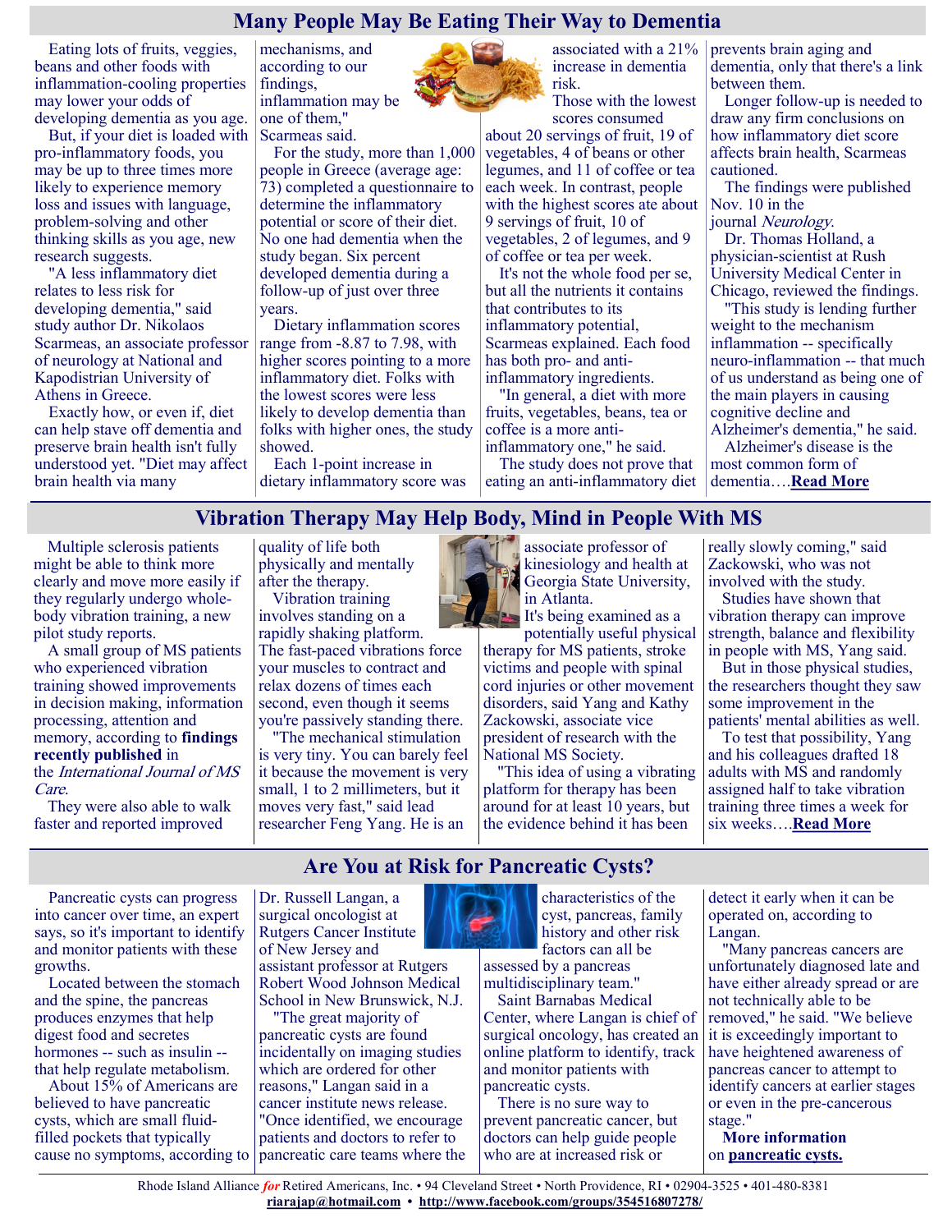## Many People May Be Eating Their Way to Dementia

Eating lots of fruits, veggies, beans and other foods with inflammation-cooling properties may lower your odds of developing dementia as you age.

But, if your diet is loaded with pro-inflammatory foods, you may be up to three times more likely to experience memory loss and issues with language, problem-solving and other thinking skills as you age, new research suggests.

"A less inflammatory diet relates to less risk for developing dementia," said study author Dr. Nikolaos Scarmeas, an associate professor of neurology at National and Kapodistrian University of Athens in Greece.

Exactly how, or even if, diet can help stave off dementia and preserve brain health isn't fully understood yet. "Diet may affect brain health via many mechanisms, and according to our findings, inflammation may be one of them," Scarmeas said.

For the study, more than 1,000 people in Greece (average age: 73) completed a questionnaire to determine the inflammatory potential or score of their diet. No one had dementia when the study began. Six percent developed dementia during a follow-up of just over three years.

Dietary inflammation scores range from -8.87 to 7.98, with higher scores pointing to a more inflammatory diet. Folks with the lowest scores were less likely to develop dementia than folks with higher ones, the study showed.

Each 1-point increase in dietary inflammatory score was associated with a 21% increase in dementia risk.

Those with the lowest scores consumed about 20 servings of fruit, 19 of vegetables, 4 of beans or other legumes, and 11 of coffee or tea each week. In contrast, people with the highest scores ate about 9 servings of fruit, 10 of vegetables, 2 of legumes, and 9 of coffee or tea per week.

It's not the whole food per se, but all the nutrients it contains that contributes to its inflammatory potential, Scarmeas explained. Each food has both pro- and anti-inflammatory ingredients.

"In general, a diet with more fruits, vegetables, beans, tea or coffee is a more anti-inflammatory one," he said.

The study does not prove that eating an anti-inflammatory diet prevents brain aging and dementia, only that there's a link between them.

Longer follow-up is needed to draw any firm conclusions on how inflammatory diet score affects brain health, Scarmeas cautioned.

The findings were published Nov. 10 in the journal *Neurology.*

Dr. Thomas Holland, a physician-scientist at Rush University Medical Center in Chicago, reviewed the findings.

"This study is lending further weight to the mechanism inflammation -- specifically neuro-inflammation -- that much of us understand as being one of the main players in causing cognitive decline and Alzheimer's dementia," he said.

Alzheimer's disease is the most common form of dementia….**Read More**

## Vibration Therapy May Help Body, Mind in People With MS

Multiple sclerosis patients might be able to think more clearly and move more easily if they regularly undergo whole-body vibration training, a new pilot study reports.

A small group of MS patients who experienced vibration training showed improvements in decision making, information processing, attention and memory, according to **findings recently published** in the *International Journal of MS Care*.

They were also able to walk faster and reported improved quality of life both physically and mentally after the therapy.

Vibration training involves standing on a rapidly shaking platform. The fast-paced vibrations force your muscles to contract and relax dozens of times each second, even though it seems you're passively standing there.

"The mechanical stimulation is very tiny. You can barely feel it because the movement is very small, 1 to 2 millimeters, but it moves very fast," said lead researcher Feng Yang. He is an associate professor of kinesiology and health at Georgia State University, in Atlanta.

It's being examined as a potentially useful physical therapy for MS patients, stroke victims and people with spinal cord injuries or other movement disorders, said Yang and Kathy Zackowski, associate vice president of research with the National MS Society.

"This idea of using a vibrating platform for therapy has been around for at least 10 years, but the evidence behind it has been really slowly coming," said Zackowski, who was not involved with the study.

Studies have shown that vibration therapy can improve strength, balance and flexibility in people with MS, Yang said.

But in those physical studies, the researchers thought they saw some improvement in the patients' mental abilities as well.

To test that possibility, Yang and his colleagues drafted 18 adults with MS and randomly assigned half to take vibration training three times a week for six weeks….**Read More**

## Are You at Risk for Pancreatic Cysts?

Pancreatic cysts can progress into cancer over time, an expert says, so it's important to identify and monitor patients with these growths.

Located between the stomach and the spine, the pancreas produces enzymes that help digest food and secretes hormones -- such as insulin -- that help regulate metabolism.

About 15% of Americans are believed to have pancreatic cysts, which are small fluid-filled pockets that typically cause no symptoms, according to Dr. Russell Langan, a surgical oncologist at Rutgers Cancer Institute of New Jersey and assistant professor at Rutgers Robert Wood Johnson Medical School in New Brunswick, N.J.

"The great majority of pancreatic cysts are found incidentally on imaging studies which are ordered for other reasons," Langan said in a cancer institute news release. "Once identified, we encourage patients and doctors to refer to pancreatic care teams where the characteristics of the cyst, pancreas, family history and other risk factors can all be assessed by a pancreas multidisciplinary team."

Saint Barnabas Medical Center, where Langan is chief of surgical oncology, has created an online platform to identify, track and monitor patients with pancreatic cysts.

There is no sure way to prevent pancreatic cancer, but doctors can help guide people who are at increased risk or detect it early when it can be operated on, according to Langan.

"Many pancreas cancers are unfortunately diagnosed late and have either already spread or are not technically able to be removed," he said. "We believe it is exceedingly important to have heightened awareness of pancreas cancer to attempt to identify cancers at earlier stages or even in the pre-cancerous stage."

**More information** on **pancreatic cysts.**

Rhode Island Alliance *for* Retired Americans, Inc. • 94 Cleveland Street • North Providence, RI • 02904-3525 • 401-480-8381
**riarajap@hotmail.com** • **http://www.facebook.com/groups/354516807278/**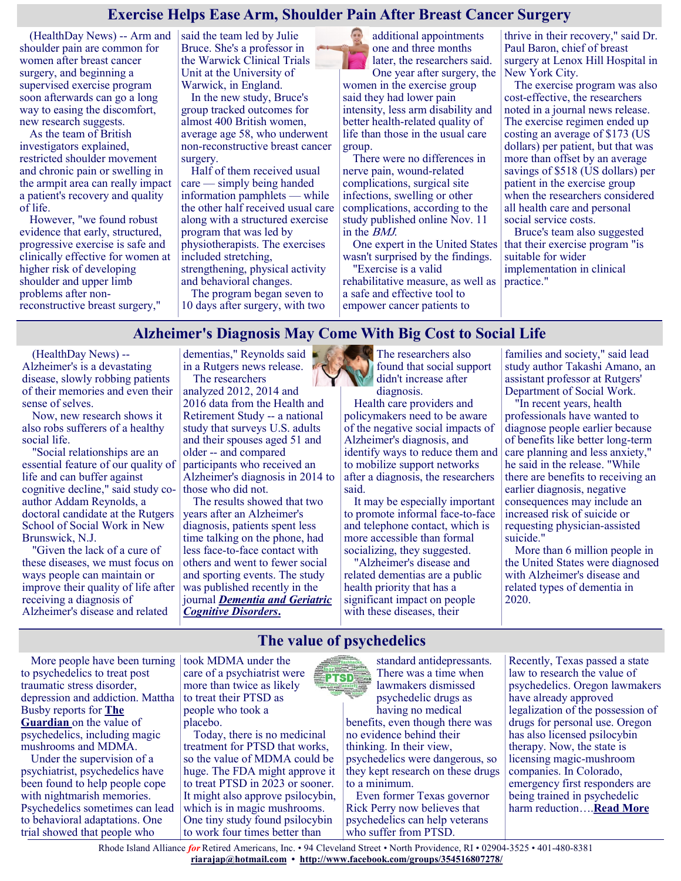## Exercise Helps Ease Arm, Shoulder Pain After Breast Cancer Surgery

(HealthDay News) -- Arm and shoulder pain are common for women after breast cancer surgery, and beginning a supervised exercise program soon afterwards can go a long way to easing the discomfort, new research suggests.

As the team of British investigators explained, restricted shoulder movement and chronic pain or swelling in the armpit area can really impact a patient's recovery and quality of life.

However, "we found robust evidence that early, structured, progressive exercise is safe and clinically effective for women at higher risk of developing shoulder and upper limb problems after non-reconstructive breast surgery," said the team led by Julie Bruce. She's a professor in the Warwick Clinical Trials Unit at the University of Warwick, in England.

In the new study, Bruce's group tracked outcomes for almost 400 British women, average age 58, who underwent non-reconstructive breast cancer surgery.

Half of them received usual care — simply being handed information pamphlets — while the other half received usual care along with a structured exercise program that was led by physiotherapists. The exercises included stretching, strengthening, physical activity and behavioral changes.

The program began seven to 10 days after surgery, with two additional appointments one and three months later, the researchers said.

One year after surgery, the women in the exercise group said they had lower pain intensity, less arm disability and better health-related quality of life than those in the usual care group.

There were no differences in nerve pain, wound-related complications, surgical site infections, swelling or other complications, according to the study published online Nov. 11 in the *BMJ*.

One expert in the United States wasn't surprised by the findings.

"Exercise is a valid rehabilitative measure, as well as a safe and effective tool to empower cancer patients to thrive in their recovery," said Dr. Paul Baron, chief of breast surgery at Lenox Hill Hospital in New York City.

The exercise program was also cost-effective, the researchers noted in a journal news release. The exercise regimen ended up costing an average of $173 (US dollars) per patient, but that was more than offset by an average savings of $518 (US dollars) per patient in the exercise group when the researchers considered all health care and personal social service costs.

Bruce's team also suggested that their exercise program "is suitable for wider implementation in clinical practice."

## Alzheimer's Diagnosis May Come With Big Cost to Social Life

(HealthDay News) -- Alzheimer's is a devastating disease, slowly robbing patients of their memories and even their sense of selves.

Now, new research shows it also robs sufferers of a healthy social life.

"Social relationships are an essential feature of our quality of life and can buffer against cognitive decline," said study co-author Addam Reynolds, a doctoral candidate at the Rutgers School of Social Work in New Brunswick, N.J.

"Given the lack of a cure of these diseases, we must focus on ways people can maintain or improve their quality of life after receiving a diagnosis of Alzheimer's disease and related dementias," Reynolds said in a Rutgers news release.

The researchers analyzed 2012, 2014 and 2016 data from the Health and Retirement Study -- a national study that surveys U.S. adults and their spouses aged 51 and older -- and compared participants who received an Alzheimer's diagnosis in 2014 to those who did not.

The results showed that two years after an Alzheimer's diagnosis, patients spent less time talking on the phone, had less face-to-face contact with others and went to fewer social and sporting events. The study was published recently in the journal ***Dementia and Geriatric Cognitive Disorders.***

The researchers also found that social support didn't increase after diagnosis.

Health care providers and policymakers need to be aware of the negative social impacts of Alzheimer's diagnosis, and identify ways to reduce them and to mobilize support networks after a diagnosis, the researchers said.

It may be especially important to promote informal face-to-face and telephone contact, which is more accessible than formal socializing, they suggested.

"Alzheimer's disease and related dementias are a public health priority that has a significant impact on people with these diseases, their families and society," said lead study author Takashi Amano, an assistant professor at Rutgers' Department of Social Work.

"In recent years, health professionals have wanted to diagnose people earlier because of benefits like better long-term care planning and less anxiety," he said in the release. "While there are benefits to receiving an earlier diagnosis, negative consequences may include an increased risk of suicide or requesting physician-assisted suicide."

More than 6 million people in the United States were diagnosed with Alzheimer's disease and related types of dementia in 2020.

## The value of psychedelics

More people have been turning to psychedelics to treat post traumatic stress disorder, depression and addiction. Mattha Busby reports for **The Guardian** on the value of psychedelics, including magic mushrooms and MDMA.

Under the supervision of a psychiatrist, psychedelics have been found to help people cope with nightmarish memories. Psychedelics sometimes can lead to behavioral adaptations. One trial showed that people who took MDMA under the care of a psychiatrist were more than twice as likely to treat their PTSD as people who took a placebo.

Today, there is no medicinal treatment for PTSD that works, so the value of MDMA could be huge. The FDA might approve it to treat PTSD in 2023 or sooner. It might also approve psilocybin, which is in magic mushrooms. One tiny study found psilocybin to work four times better than standard antidepressants. There was a time when lawmakers dismissed psychedelic drugs as having no medical benefits, even though there was no evidence behind their thinking. In their view, psychedelics were dangerous, so they kept research on these drugs to a minimum.

Even former Texas governor Rick Perry now believes that psychedelics can help veterans who suffer from PTSD. Recently, Texas passed a state law to research the value of psychedelics. Oregon lawmakers have already approved legalization of the possession of drugs for personal use. Oregon has also licensed psilocybin therapy. Now, the state is licensing magic-mushroom companies. In Colorado, emergency first responders are being trained in psychedelic harm reduction….**Read More**

Rhode Island Alliance *for* Retired Americans, Inc. • 94 Cleveland Street • North Providence, RI • 02904-3525 • 401-480-8381
**riarajap@hotmail.com** • **http://www.facebook.com/groups/354516807278/**